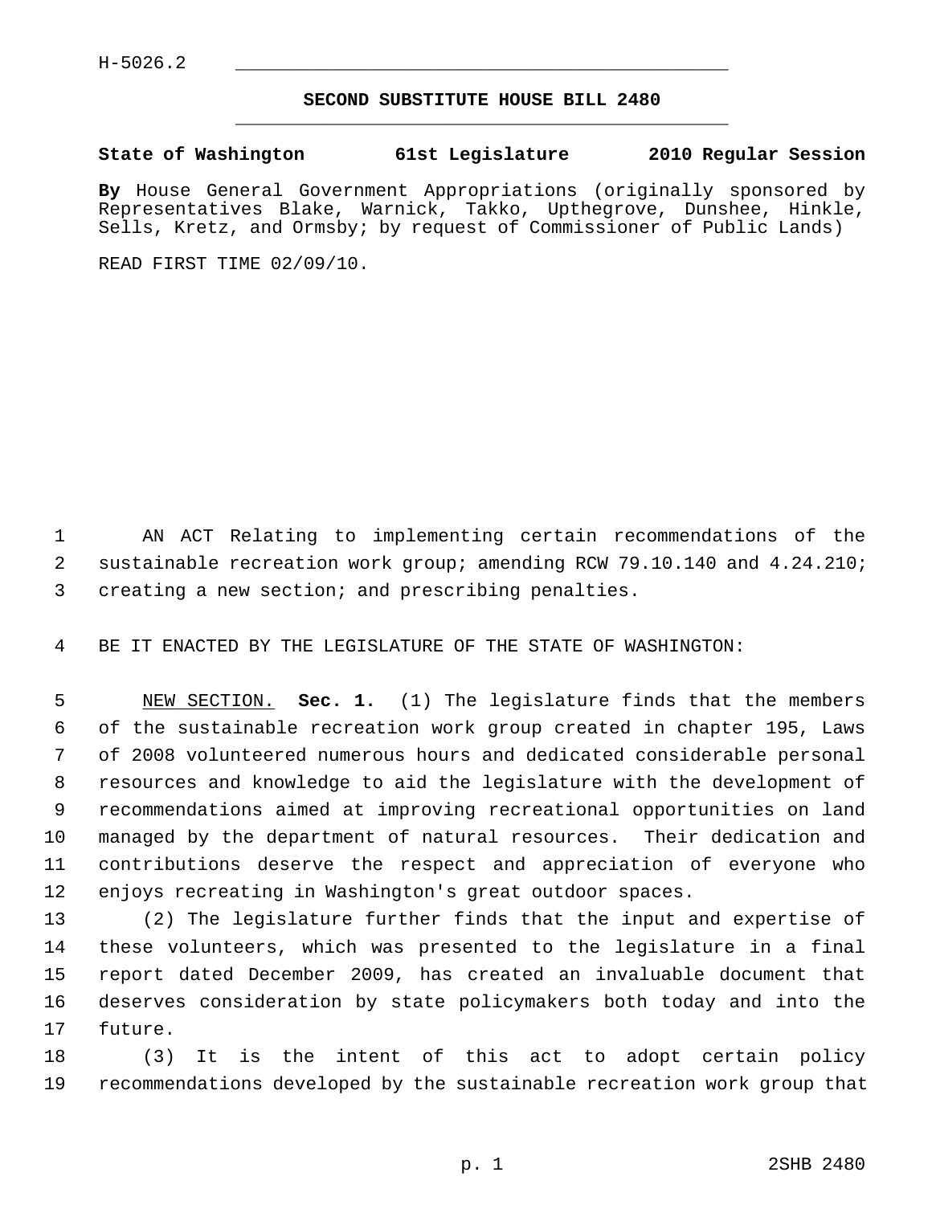H-5026.2

# SECOND SUBSTITUTE HOUSE BILL 2480

**State of Washington 61st Legislature 2010 Regular Session**

**By** House General Government Appropriations (originally sponsored by Representatives Blake, Warnick, Takko, Upthegrove, Dunshee, Hinkle, Sells, Kretz, and Ormsby; by request of Commissioner of Public Lands)

READ FIRST TIME 02/09/10.

AN ACT Relating to implementing certain recommendations of the sustainable recreation work group; amending RCW 79.10.140 and 4.24.210; creating a new section; and prescribing penalties.

BE IT ENACTED BY THE LEGISLATURE OF THE STATE OF WASHINGTON:

NEW SECTION. **Sec. 1.** (1) The legislature finds that the members of the sustainable recreation work group created in chapter 195, Laws of 2008 volunteered numerous hours and dedicated considerable personal resources and knowledge to aid the legislature with the development of recommendations aimed at improving recreational opportunities on land managed by the department of natural resources. Their dedication and contributions deserve the respect and appreciation of everyone who enjoys recreating in Washington's great outdoor spaces.

(2) The legislature further finds that the input and expertise of these volunteers, which was presented to the legislature in a final report dated December 2009, has created an invaluable document that deserves consideration by state policymakers both today and into the future.

(3) It is the intent of this act to adopt certain policy recommendations developed by the sustainable recreation work group that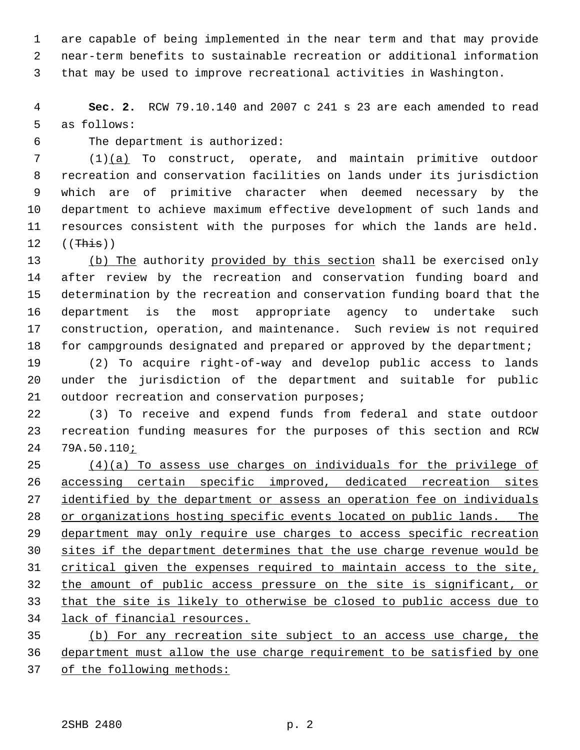are capable of being implemented in the near term and that may provide near-term benefits to sustainable recreation or additional information that may be used to improve recreational activities in Washington.

**Sec. 2.** RCW 79.10.140 and 2007 c 241 s 23 are each amended to read as follows:

The department is authorized:

(1)(a) To construct, operate, and maintain primitive outdoor recreation and conservation facilities on lands under its jurisdiction which are of primitive character when deemed necessary by the department to achieve maximum effective development of such lands and resources consistent with the purposes for which the lands are held. ((~~This~~))

(b) The authority provided by this section shall be exercised only after review by the recreation and conservation funding board and determination by the recreation and conservation funding board that the department is the most appropriate agency to undertake such construction, operation, and maintenance. Such review is not required for campgrounds designated and prepared or approved by the department;

(2) To acquire right-of-way and develop public access to lands under the jurisdiction of the department and suitable for public outdoor recreation and conservation purposes;

(3) To receive and expend funds from federal and state outdoor recreation funding measures for the purposes of this section and RCW 79A.50.110;

(4)(a) To assess use charges on individuals for the privilege of accessing certain specific improved, dedicated recreation sites identified by the department or assess an operation fee on individuals or organizations hosting specific events located on public lands. The department may only require use charges to access specific recreation sites if the department determines that the use charge revenue would be critical given the expenses required to maintain access to the site, the amount of public access pressure on the site is significant, or that the site is likely to otherwise be closed to public access due to lack of financial resources.

(b) For any recreation site subject to an access use charge, the department must allow the use charge requirement to be satisfied by one of the following methods: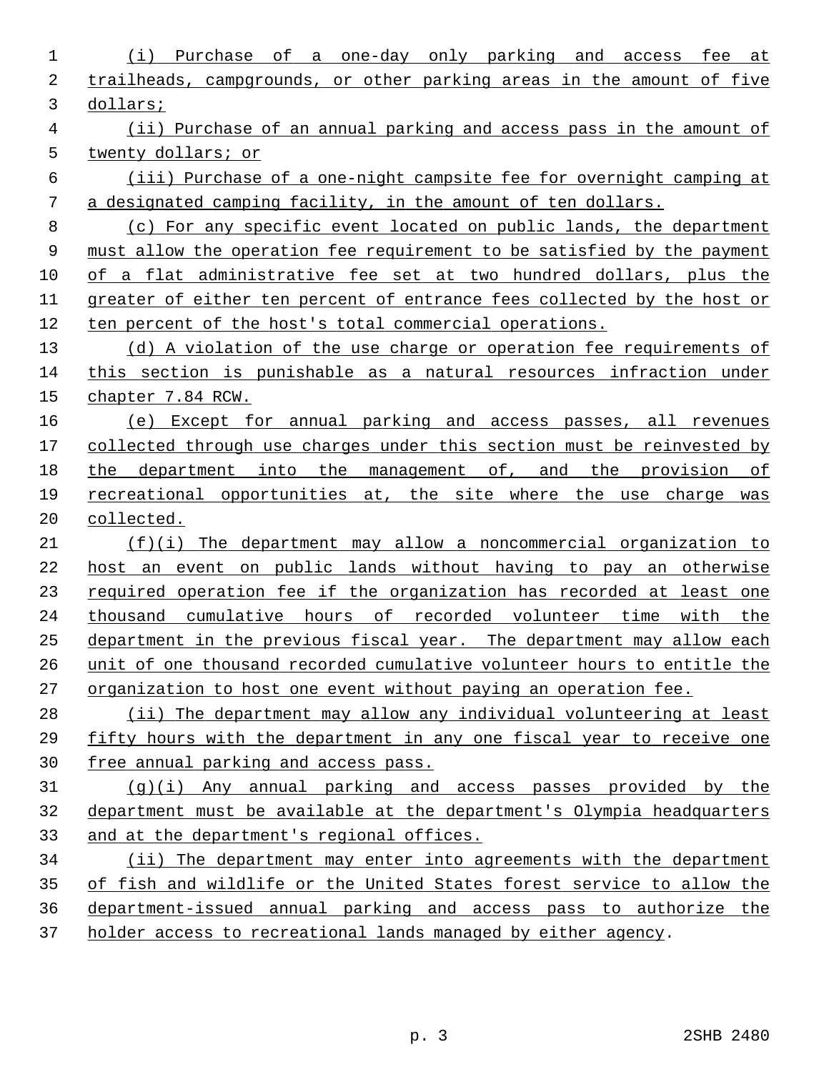(i) Purchase of a one-day only parking and access fee at trailheads, campgrounds, or other parking areas in the amount of five dollars;

(ii) Purchase of an annual parking and access pass in the amount of twenty dollars; or

(iii) Purchase of a one-night campsite fee for overnight camping at a designated camping facility, in the amount of ten dollars.

(c) For any specific event located on public lands, the department must allow the operation fee requirement to be satisfied by the payment of a flat administrative fee set at two hundred dollars, plus the greater of either ten percent of entrance fees collected by the host or ten percent of the host's total commercial operations.

(d) A violation of the use charge or operation fee requirements of this section is punishable as a natural resources infraction under chapter 7.84 RCW.

(e) Except for annual parking and access passes, all revenues collected through use charges under this section must be reinvested by the department into the management of, and the provision of recreational opportunities at, the site where the use charge was collected.

(f)(i) The department may allow a noncommercial organization to host an event on public lands without having to pay an otherwise required operation fee if the organization has recorded at least one thousand cumulative hours of recorded volunteer time with the department in the previous fiscal year. The department may allow each unit of one thousand recorded cumulative volunteer hours to entitle the organization to host one event without paying an operation fee.

(ii) The department may allow any individual volunteering at least fifty hours with the department in any one fiscal year to receive one free annual parking and access pass.

(g)(i) Any annual parking and access passes provided by the department must be available at the department's Olympia headquarters and at the department's regional offices.

(ii) The department may enter into agreements with the department of fish and wildlife or the United States forest service to allow the department-issued annual parking and access pass to authorize the holder access to recreational lands managed by either agency.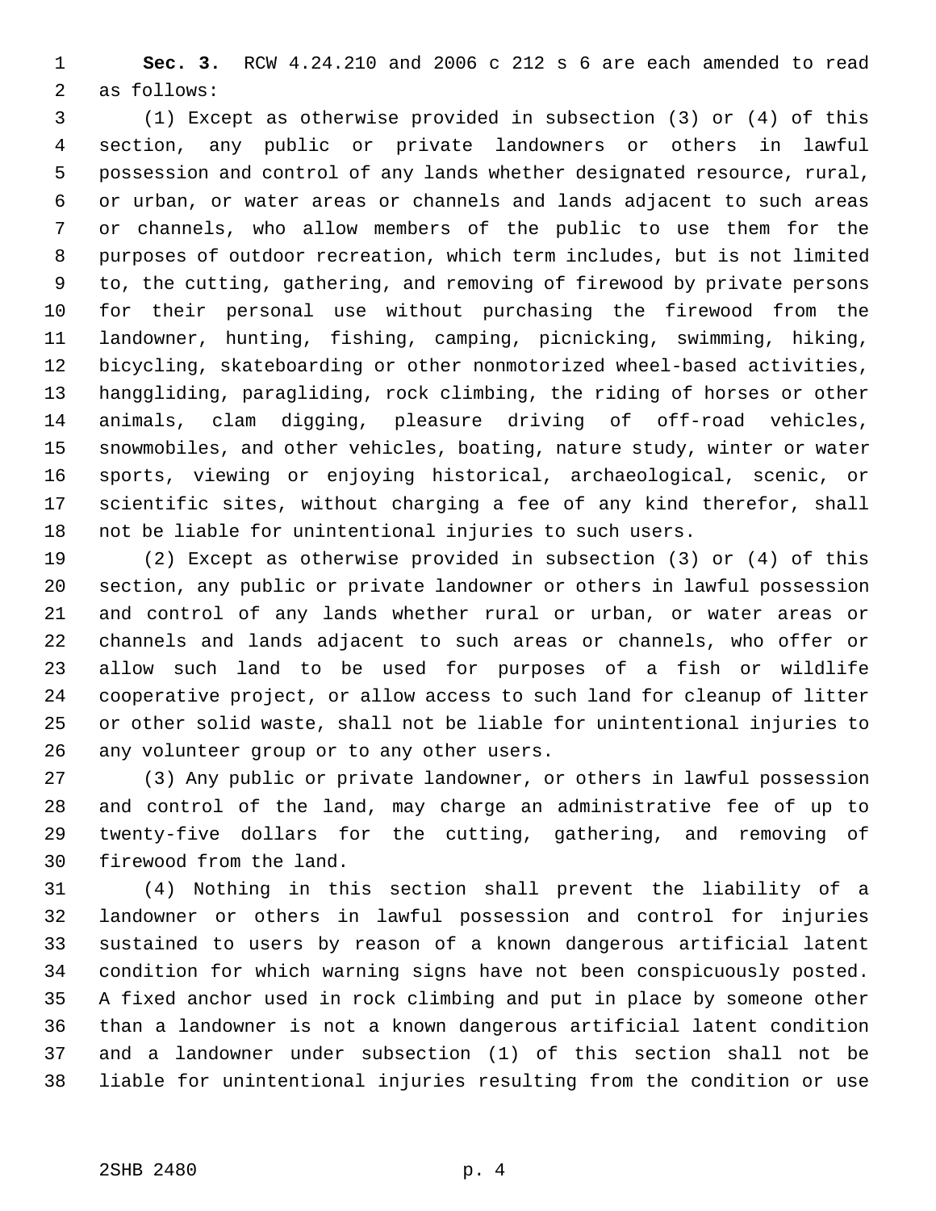**Sec. 3.** RCW 4.24.210 and 2006 c 212 s 6 are each amended to read as follows:

(1) Except as otherwise provided in subsection (3) or (4) of this section, any public or private landowners or others in lawful possession and control of any lands whether designated resource, rural, or urban, or water areas or channels and lands adjacent to such areas or channels, who allow members of the public to use them for the purposes of outdoor recreation, which term includes, but is not limited to, the cutting, gathering, and removing of firewood by private persons for their personal use without purchasing the firewood from the landowner, hunting, fishing, camping, picnicking, swimming, hiking, bicycling, skateboarding or other nonmotorized wheel-based activities, hanggliding, paragliding, rock climbing, the riding of horses or other animals, clam digging, pleasure driving of off-road vehicles, snowmobiles, and other vehicles, boating, nature study, winter or water sports, viewing or enjoying historical, archaeological, scenic, or scientific sites, without charging a fee of any kind therefor, shall not be liable for unintentional injuries to such users.

(2) Except as otherwise provided in subsection (3) or (4) of this section, any public or private landowner or others in lawful possession and control of any lands whether rural or urban, or water areas or channels and lands adjacent to such areas or channels, who offer or allow such land to be used for purposes of a fish or wildlife cooperative project, or allow access to such land for cleanup of litter or other solid waste, shall not be liable for unintentional injuries to any volunteer group or to any other users.

(3) Any public or private landowner, or others in lawful possession and control of the land, may charge an administrative fee of up to twenty-five dollars for the cutting, gathering, and removing of firewood from the land.

(4) Nothing in this section shall prevent the liability of a landowner or others in lawful possession and control for injuries sustained to users by reason of a known dangerous artificial latent condition for which warning signs have not been conspicuously posted. A fixed anchor used in rock climbing and put in place by someone other than a landowner is not a known dangerous artificial latent condition and a landowner under subsection (1) of this section shall not be liable for unintentional injuries resulting from the condition or use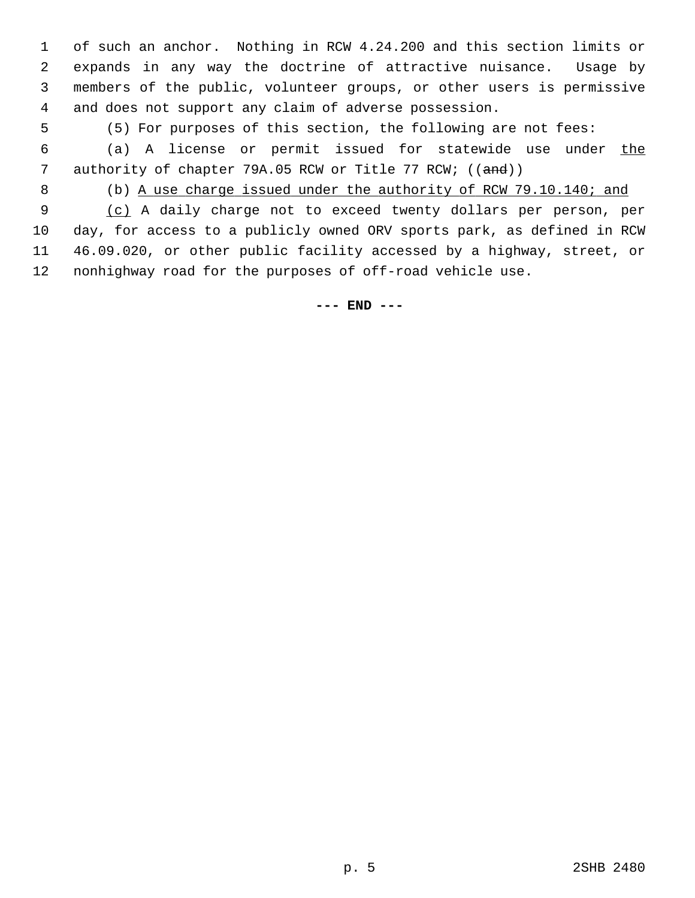of such an anchor. Nothing in RCW 4.24.200 and this section limits or expands in any way the doctrine of attractive nuisance. Usage by members of the public, volunteer groups, or other users is permissive and does not support any claim of adverse possession.

(5) For purposes of this section, the following are not fees:

(a) A license or permit issued for statewide use under the authority of chapter 79A.05 RCW or Title 77 RCW; ((and))

(b) A use charge issued under the authority of RCW 79.10.140; and

(c) A daily charge not to exceed twenty dollars per person, per day, for access to a publicly owned ORV sports park, as defined in RCW 46.09.020, or other public facility accessed by a highway, street, or nonhighway road for the purposes of off-road vehicle use.

**--- END ---**